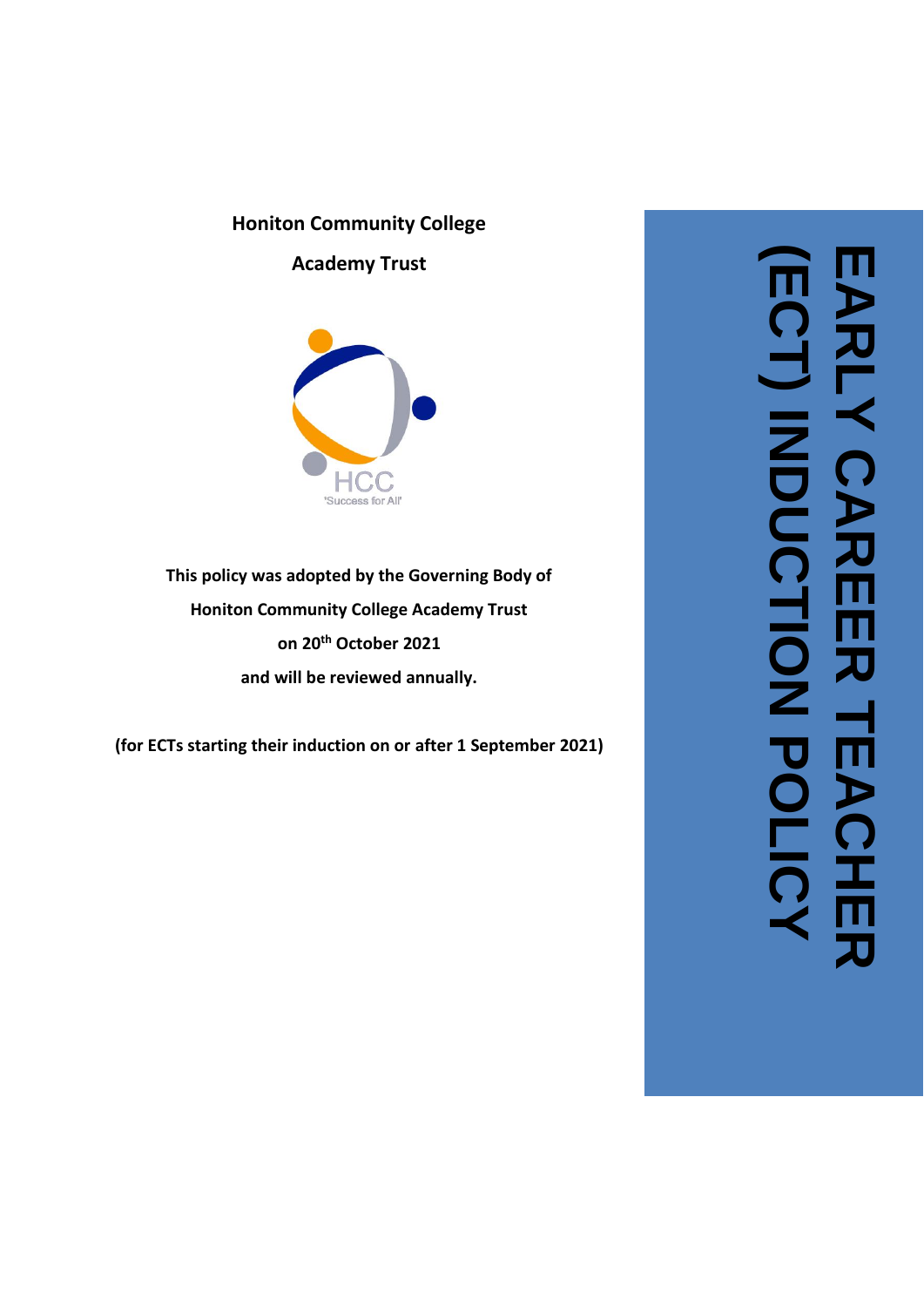# EARLY CAREER TEACHER (ECT) INDUCTION POLICY

**Honiton Community College**

**Academy Trust**

HCC
'Success for All'

**This policy was adopted by the Governing Body of**
**Honiton Community College Academy Trust**
**on 20th October 2021**
**and will be reviewed annually.**

**(for ECTs starting their induction on or after 1 September 2021)**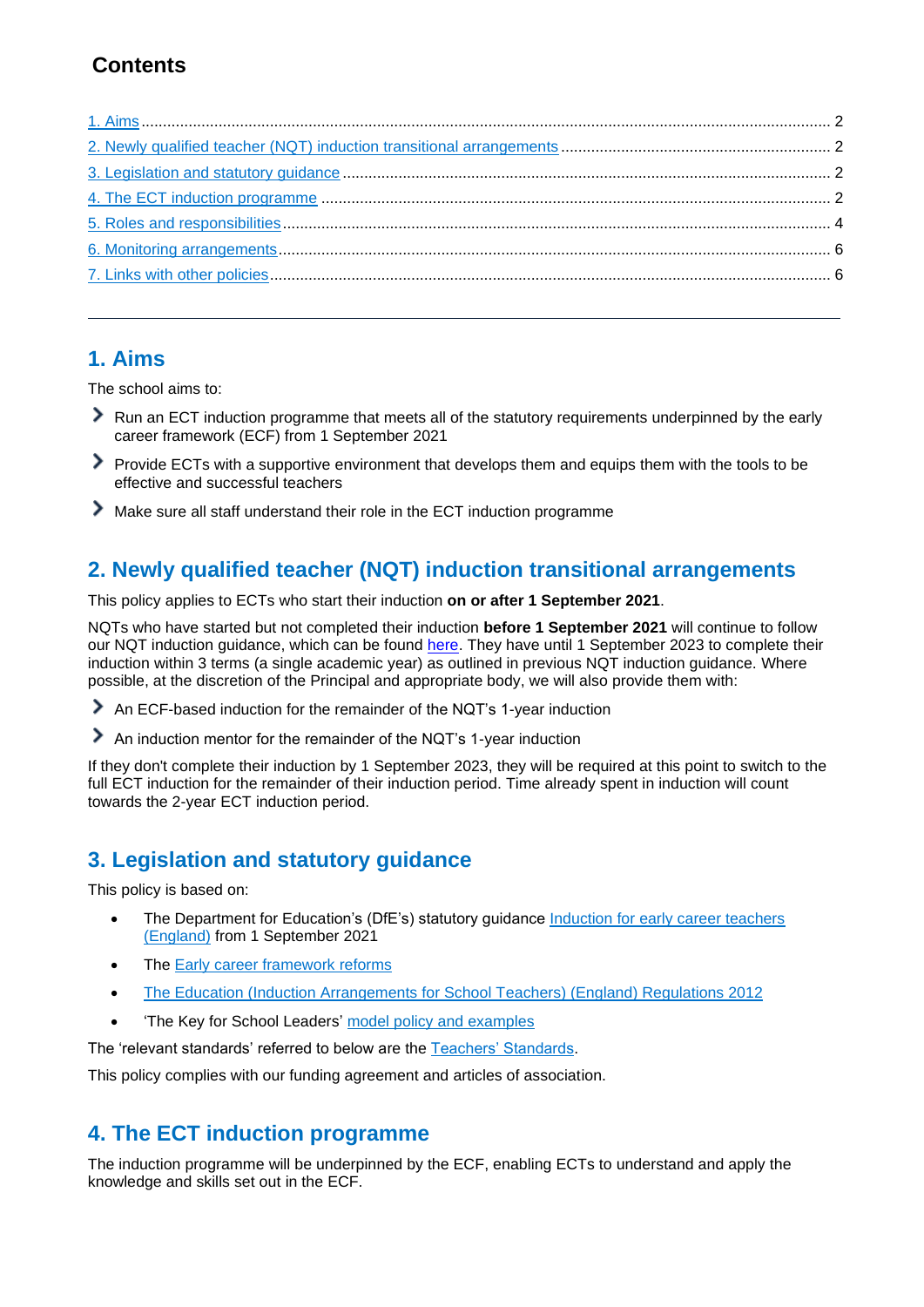## Contents

[1. Aims](#) ........ 2
[2. Newly qualified teacher (NQT) induction transitional arrangements](#) ........ 2
[3. Legislation and statutory guidance](#) ........ 2
[4. The ECT induction programme](#) ........ 2
[5. Roles and responsibilities](#) ........ 4
[6. Monitoring arrangements](#) ........ 6
[7. Links with other policies](#) ........ 6

---

## 1. Aims

The school aims to:

- Run an ECT induction programme that meets all of the statutory requirements underpinned by the early career framework (ECF) from 1 September 2021
- Provide ECTs with a supportive environment that develops them and equips them with the tools to be effective and successful teachers
- Make sure all staff understand their role in the ECT induction programme

## 2. Newly qualified teacher (NQT) induction transitional arrangements

This policy applies to ECTs who start their induction **on or after 1 September 2021**.

NQTs who have started but not completed their induction **before 1 September 2021** will continue to follow our NQT induction guidance, which can be found [here](#). They have until 1 September 2023 to complete their induction within 3 terms (a single academic year) as outlined in previous NQT induction guidance. Where possible, at the discretion of the Principal and appropriate body, we will also provide them with:

- An ECF-based induction for the remainder of the NQT's 1-year induction
- An induction mentor for the remainder of the NQT's 1-year induction

If they don't complete their induction by 1 September 2023, they will be required at this point to switch to the full ECT induction for the remainder of their induction period. Time already spent in induction will count towards the 2-year ECT induction period.

## 3. Legislation and statutory guidance

This policy is based on:

- The Department for Education's (DfE's) statutory guidance [Induction for early career teachers (England)](#) from 1 September 2021
- The [Early career framework reforms](#)
- [The Education (Induction Arrangements for School Teachers) (England) Regulations 2012](#)
- 'The Key for School Leaders' [model policy and examples](#)

The 'relevant standards' referred to below are the [Teachers' Standards](#).

This policy complies with our funding agreement and articles of association.

## 4. The ECT induction programme

The induction programme will be underpinned by the ECF, enabling ECTs to understand and apply the knowledge and skills set out in the ECF.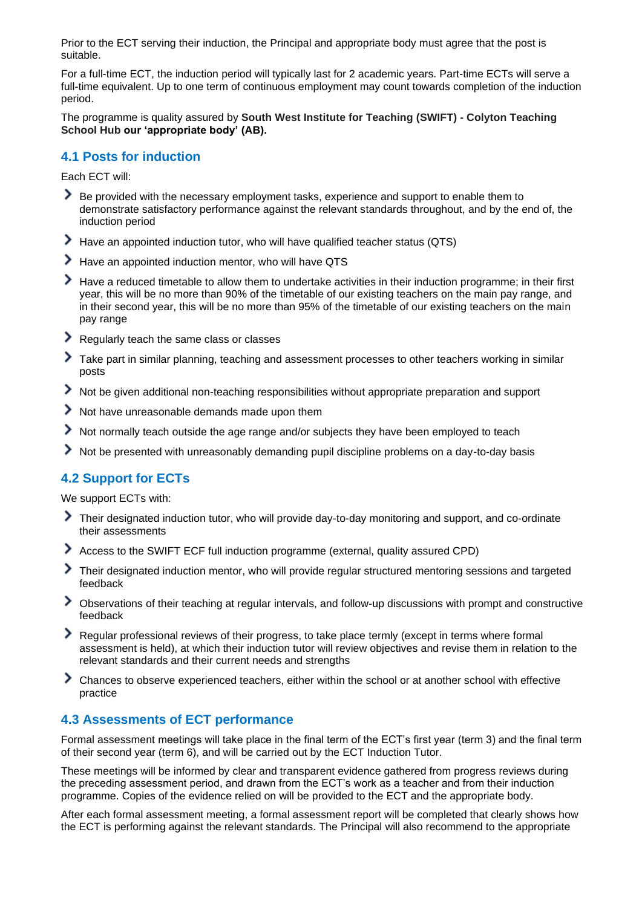Prior to the ECT serving their induction, the Principal and appropriate body must agree that the post is suitable.

For a full-time ECT, the induction period will typically last for 2 academic years. Part-time ECTs will serve a full-time equivalent. Up to one term of continuous employment may count towards completion of the induction period.

The programme is quality assured by **South West Institute for Teaching (SWIFT) - Colyton Teaching School Hub our 'appropriate body' (AB).**

## 4.1 Posts for induction

Each ECT will:

- Be provided with the necessary employment tasks, experience and support to enable them to demonstrate satisfactory performance against the relevant standards throughout, and by the end of, the induction period
- Have an appointed induction tutor, who will have qualified teacher status (QTS)
- Have an appointed induction mentor, who will have QTS
- Have a reduced timetable to allow them to undertake activities in their induction programme; in their first year, this will be no more than 90% of the timetable of our existing teachers on the main pay range, and in their second year, this will be no more than 95% of the timetable of our existing teachers on the main pay range
- Regularly teach the same class or classes
- Take part in similar planning, teaching and assessment processes to other teachers working in similar posts
- Not be given additional non-teaching responsibilities without appropriate preparation and support
- Not have unreasonable demands made upon them
- Not normally teach outside the age range and/or subjects they have been employed to teach
- Not be presented with unreasonably demanding pupil discipline problems on a day-to-day basis

## 4.2 Support for ECTs

We support ECTs with:

- Their designated induction tutor, who will provide day-to-day monitoring and support, and co-ordinate their assessments
- Access to the SWIFT ECF full induction programme (external, quality assured CPD)
- Their designated induction mentor, who will provide regular structured mentoring sessions and targeted feedback
- Observations of their teaching at regular intervals, and follow-up discussions with prompt and constructive feedback
- Regular professional reviews of their progress, to take place termly (except in terms where formal assessment is held), at which their induction tutor will review objectives and revise them in relation to the relevant standards and their current needs and strengths
- Chances to observe experienced teachers, either within the school or at another school with effective practice

## 4.3 Assessments of ECT performance

Formal assessment meetings will take place in the final term of the ECT's first year (term 3) and the final term of their second year (term 6), and will be carried out by the ECT Induction Tutor.

These meetings will be informed by clear and transparent evidence gathered from progress reviews during the preceding assessment period, and drawn from the ECT's work as a teacher and from their induction programme. Copies of the evidence relied on will be provided to the ECT and the appropriate body.

After each formal assessment meeting, a formal assessment report will be completed that clearly shows how the ECT is performing against the relevant standards. The Principal will also recommend to the appropriate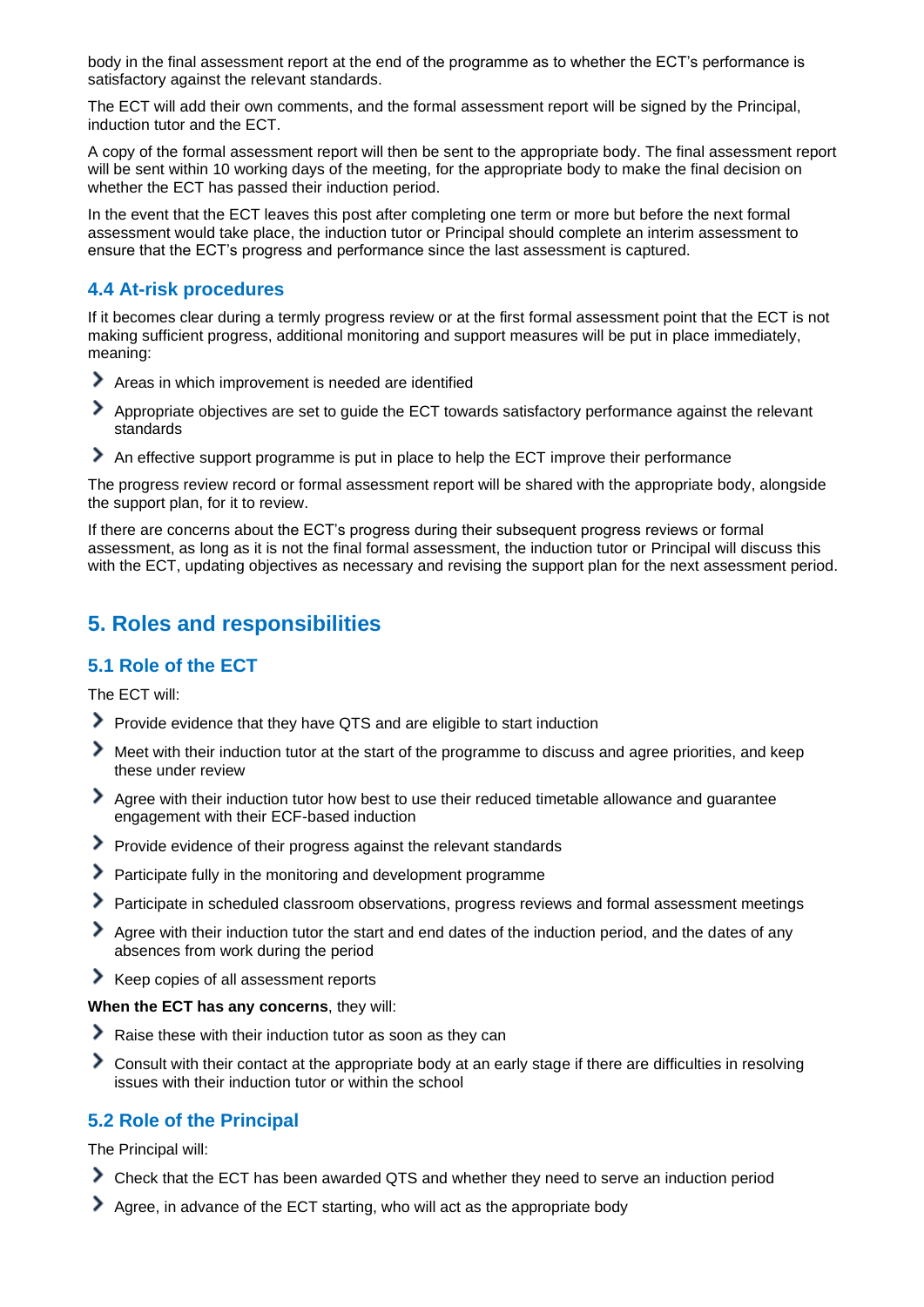body in the final assessment report at the end of the programme as to whether the ECT's performance is satisfactory against the relevant standards.

The ECT will add their own comments, and the formal assessment report will be signed by the Principal, induction tutor and the ECT.

A copy of the formal assessment report will then be sent to the appropriate body. The final assessment report will be sent within 10 working days of the meeting, for the appropriate body to make the final decision on whether the ECT has passed their induction period.

In the event that the ECT leaves this post after completing one term or more but before the next formal assessment would take place, the induction tutor or Principal should complete an interim assessment to ensure that the ECT's progress and performance since the last assessment is captured.

### 4.4 At-risk procedures

If it becomes clear during a termly progress review or at the first formal assessment point that the ECT is not making sufficient progress, additional monitoring and support measures will be put in place immediately, meaning:

- Areas in which improvement is needed are identified
- Appropriate objectives are set to guide the ECT towards satisfactory performance against the relevant standards
- An effective support programme is put in place to help the ECT improve their performance

The progress review record or formal assessment report will be shared with the appropriate body, alongside the support plan, for it to review.

If there are concerns about the ECT's progress during their subsequent progress reviews or formal assessment, as long as it is not the final formal assessment, the induction tutor or Principal will discuss this with the ECT, updating objectives as necessary and revising the support plan for the next assessment period.

## 5. Roles and responsibilities

### 5.1 Role of the ECT

The ECT will:

- Provide evidence that they have QTS and are eligible to start induction
- Meet with their induction tutor at the start of the programme to discuss and agree priorities, and keep these under review
- Agree with their induction tutor how best to use their reduced timetable allowance and guarantee engagement with their ECF-based induction
- Provide evidence of their progress against the relevant standards
- Participate fully in the monitoring and development programme
- Participate in scheduled classroom observations, progress reviews and formal assessment meetings
- Agree with their induction tutor the start and end dates of the induction period, and the dates of any absences from work during the period
- Keep copies of all assessment reports

**When the ECT has any concerns**, they will:

- Raise these with their induction tutor as soon as they can
- Consult with their contact at the appropriate body at an early stage if there are difficulties in resolving issues with their induction tutor or within the school

### 5.2 Role of the Principal

The Principal will:

- Check that the ECT has been awarded QTS and whether they need to serve an induction period
- Agree, in advance of the ECT starting, who will act as the appropriate body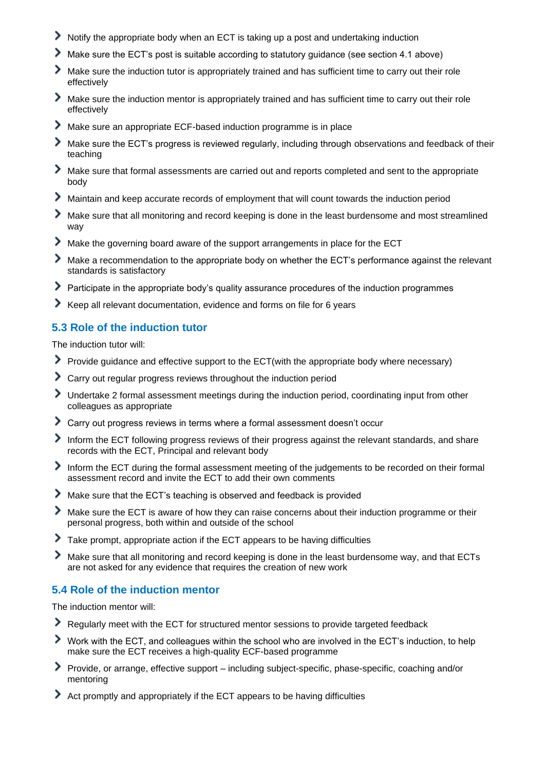- Notify the appropriate body when an ECT is taking up a post and undertaking induction
- Make sure the ECT's post is suitable according to statutory guidance (see section 4.1 above)
- Make sure the induction tutor is appropriately trained and has sufficient time to carry out their role effectively
- Make sure the induction mentor is appropriately trained and has sufficient time to carry out their role effectively
- Make sure an appropriate ECF-based induction programme is in place
- Make sure the ECT's progress is reviewed regularly, including through observations and feedback of their teaching
- Make sure that formal assessments are carried out and reports completed and sent to the appropriate body
- Maintain and keep accurate records of employment that will count towards the induction period
- Make sure that all monitoring and record keeping is done in the least burdensome and most streamlined way
- Make the governing board aware of the support arrangements in place for the ECT
- Make a recommendation to the appropriate body on whether the ECT's performance against the relevant standards is satisfactory
- Participate in the appropriate body's quality assurance procedures of the induction programmes
- Keep all relevant documentation, evidence and forms on file for 6 years

## 5.3 Role of the induction tutor

The induction tutor will:

- Provide guidance and effective support to the ECT(with the appropriate body where necessary)
- Carry out regular progress reviews throughout the induction period
- Undertake 2 formal assessment meetings during the induction period, coordinating input from other colleagues as appropriate
- Carry out progress reviews in terms where a formal assessment doesn't occur
- Inform the ECT following progress reviews of their progress against the relevant standards, and share records with the ECT, Principal and relevant body
- Inform the ECT during the formal assessment meeting of the judgements to be recorded on their formal assessment record and invite the ECT to add their own comments
- Make sure that the ECT's teaching is observed and feedback is provided
- Make sure the ECT is aware of how they can raise concerns about their induction programme or their personal progress, both within and outside of the school
- Take prompt, appropriate action if the ECT appears to be having difficulties
- Make sure that all monitoring and record keeping is done in the least burdensome way, and that ECTs are not asked for any evidence that requires the creation of new work

## 5.4 Role of the induction mentor

The induction mentor will:

- Regularly meet with the ECT for structured mentor sessions to provide targeted feedback
- Work with the ECT, and colleagues within the school who are involved in the ECT's induction, to help make sure the ECT receives a high-quality ECF-based programme
- Provide, or arrange, effective support – including subject-specific, phase-specific, coaching and/or mentoring
- Act promptly and appropriately if the ECT appears to be having difficulties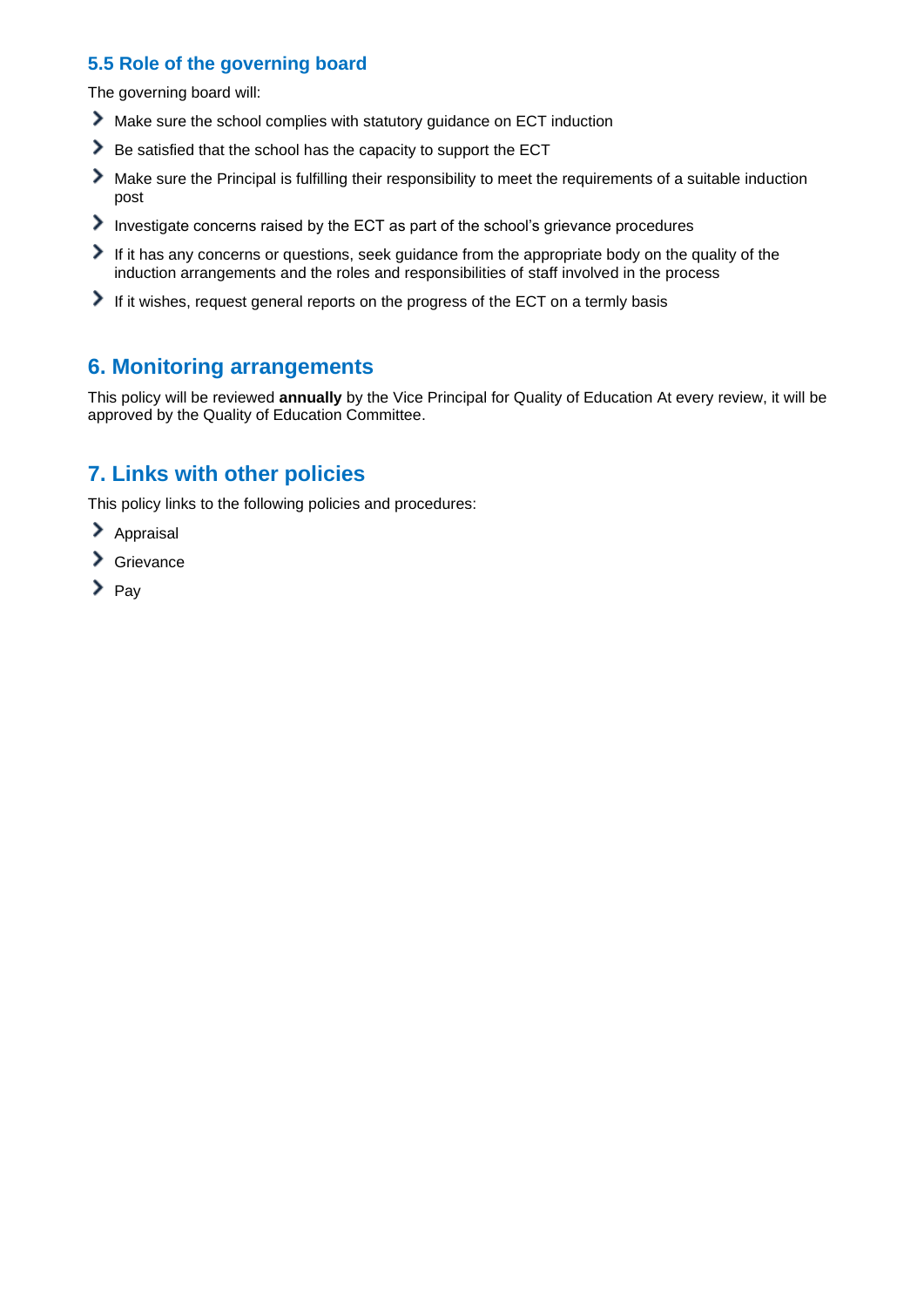### 5.5 Role of the governing board

The governing board will:

- Make sure the school complies with statutory guidance on ECT induction
- Be satisfied that the school has the capacity to support the ECT
- Make sure the Principal is fulfilling their responsibility to meet the requirements of a suitable induction post
- Investigate concerns raised by the ECT as part of the school's grievance procedures
- If it has any concerns or questions, seek guidance from the appropriate body on the quality of the induction arrangements and the roles and responsibilities of staff involved in the process
- If it wishes, request general reports on the progress of the ECT on a termly basis

## 6. Monitoring arrangements

This policy will be reviewed **annually** by the Vice Principal for Quality of Education At every review, it will be approved by the Quality of Education Committee.

## 7. Links with other policies

This policy links to the following policies and procedures:

- Appraisal
- Grievance
- Pay